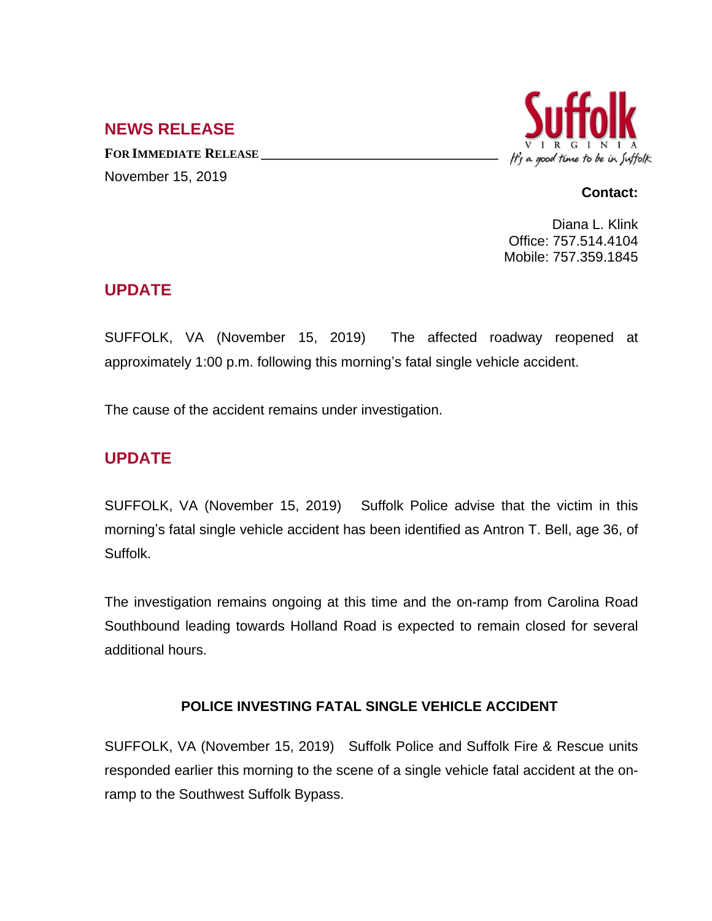## NEWS RELEASE

**FOR IMMEDIATE RELEASE**

November 15, 2019

Suffolk
VIRGINIA
It's a good time to be in Suffolk

**Contact:**

Diana L. Klink
Office: 757.514.4104
Mobile: 757.359.1845

## UPDATE

SUFFOLK, VA (November 15, 2019) The affected roadway reopened at approximately 1:00 p.m. following this morning's fatal single vehicle accident.

The cause of the accident remains under investigation.

## UPDATE

SUFFOLK, VA (November 15, 2019) Suffolk Police advise that the victim in this morning's fatal single vehicle accident has been identified as Antron T. Bell, age 36, of Suffolk.

The investigation remains ongoing at this time and the on-ramp from Carolina Road Southbound leading towards Holland Road is expected to remain closed for several additional hours.

### POLICE INVESTING FATAL SINGLE VEHICLE ACCIDENT

SUFFOLK, VA (November 15, 2019) Suffolk Police and Suffolk Fire & Rescue units responded earlier this morning to the scene of a single vehicle fatal accident at the on-ramp to the Southwest Suffolk Bypass.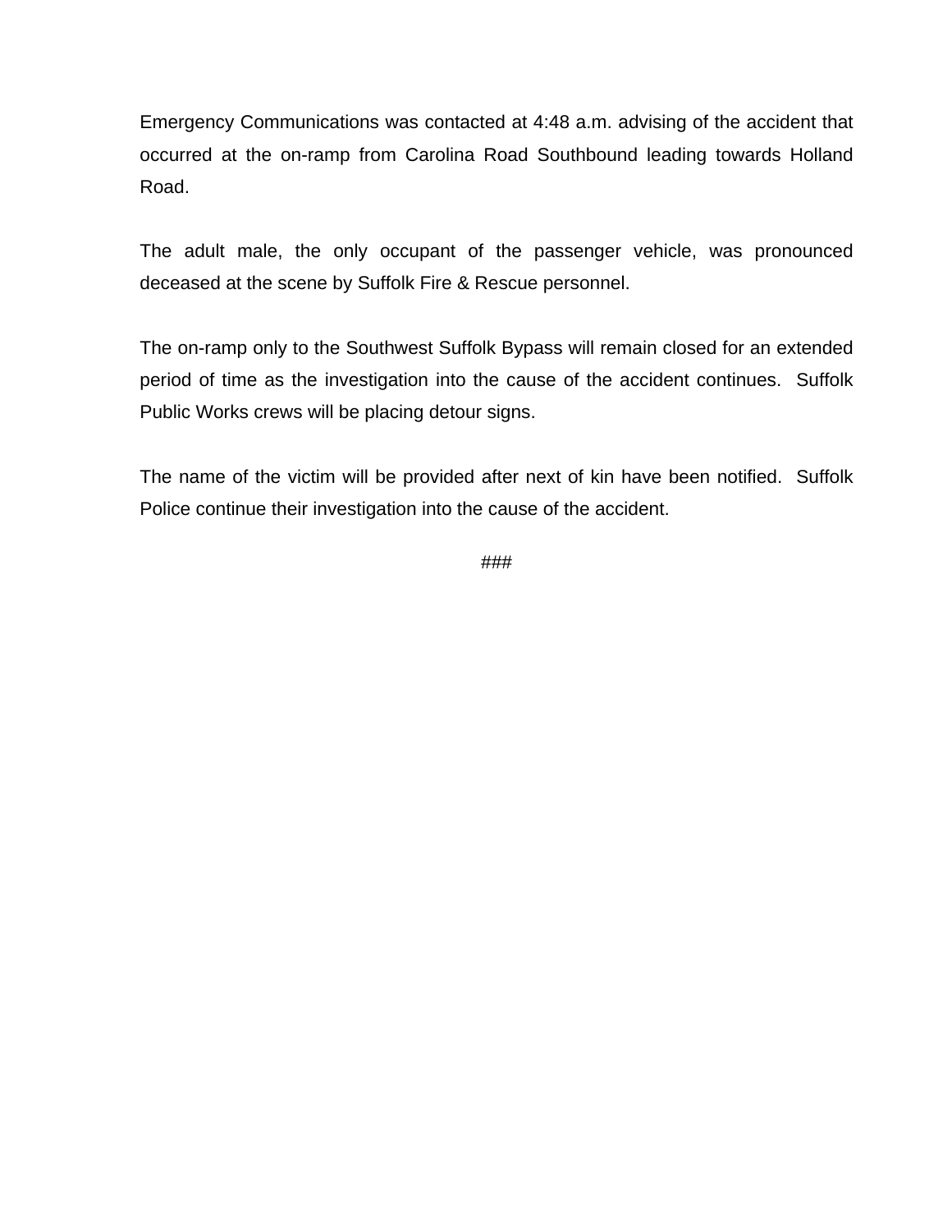Emergency Communications was contacted at 4:48 a.m. advising of the accident that occurred at the on-ramp from Carolina Road Southbound leading towards Holland Road.

The adult male, the only occupant of the passenger vehicle, was pronounced deceased at the scene by Suffolk Fire & Rescue personnel.

The on-ramp only to the Southwest Suffolk Bypass will remain closed for an extended period of time as the investigation into the cause of the accident continues. Suffolk Public Works crews will be placing detour signs.

The name of the victim will be provided after next of kin have been notified. Suffolk Police continue their investigation into the cause of the accident.

###